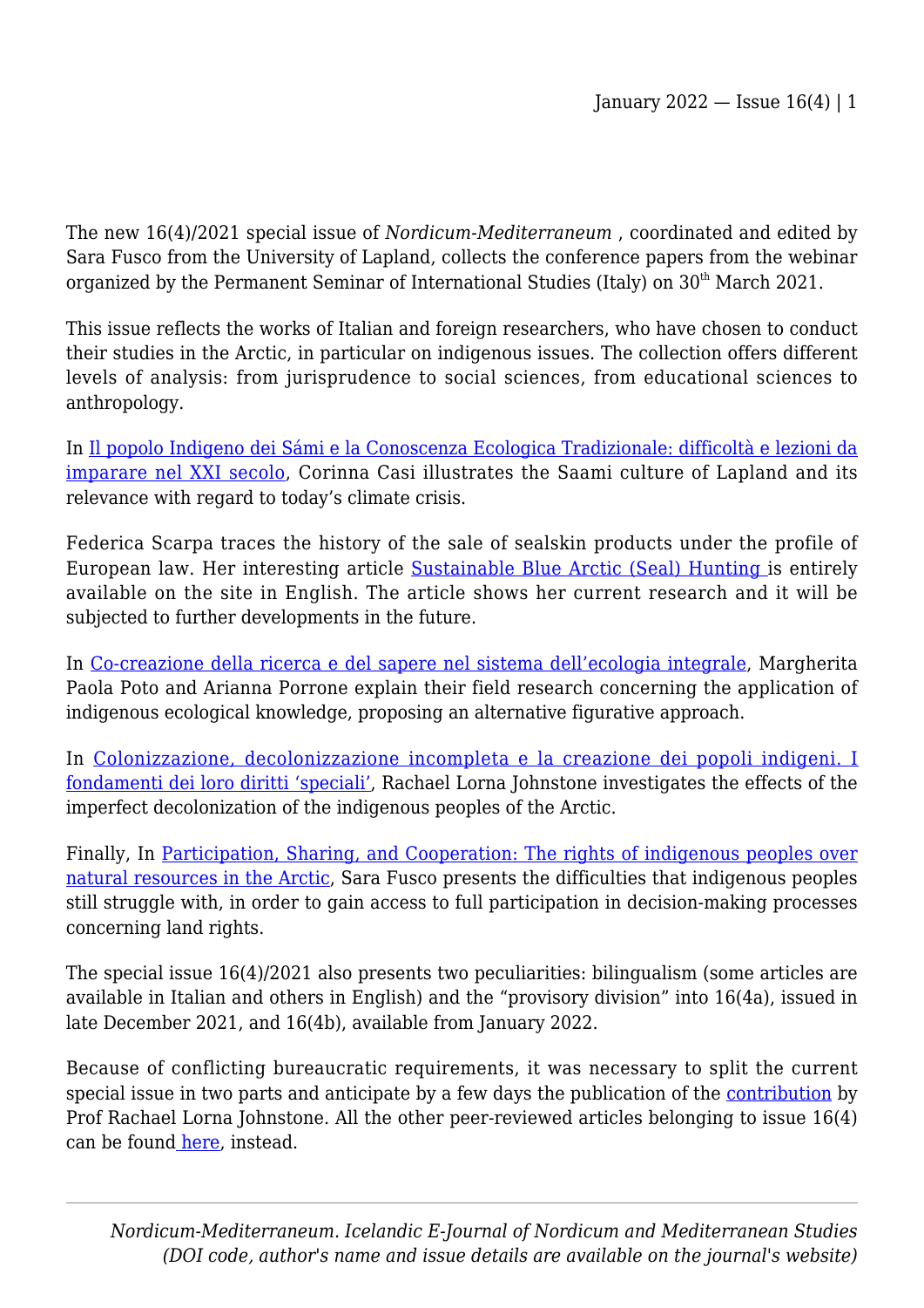The new 16(4)/2021 special issue of *Nordicum-Mediterraneum* , coordinated and edited by Sara Fusco from the University of Lapland, collects the conference papers from the webinar organized by the Permanent Seminar of International Studies (Italy) on 30th March 2021.

This issue reflects the works of Italian and foreign researchers, who have chosen to conduct their studies in the Arctic, in particular on indigenous issues. The collection offers different levels of analysis: from jurisprudence to social sciences, from educational sciences to anthropology.

In Il popolo Indigeno dei Sámi e la Conoscenza Ecologica Tradizionale: difficoltà e lezioni da imparare nel XXI secolo, Corinna Casi illustrates the Saami culture of Lapland and its relevance with regard to today's climate crisis.

Federica Scarpa traces the history of the sale of sealskin products under the profile of European law. Her interesting article Sustainable Blue Arctic (Seal) Hunting is entirely available on the site in English. The article shows her current research and it will be subjected to further developments in the future.

In Co-creazione della ricerca e del sapere nel sistema dell'ecologia integrale, Margherita Paola Poto and Arianna Porrone explain their field research concerning the application of indigenous ecological knowledge, proposing an alternative figurative approach.

In Colonizzazione, decolonizzazione incompleta e la creazione dei popoli indigeni. I fondamenti dei loro diritti 'speciali', Rachael Lorna Johnstone investigates the effects of the imperfect decolonization of the indigenous peoples of the Arctic.

Finally, In Participation, Sharing, and Cooperation: The rights of indigenous peoples over natural resources in the Arctic, Sara Fusco presents the difficulties that indigenous peoples still struggle with, in order to gain access to full participation in decision-making processes concerning land rights.

The special issue 16(4)/2021 also presents two peculiarities: bilingualism (some articles are available in Italian and others in English) and the "provisory division" into 16(4a), issued in late December 2021, and 16(4b), available from January 2022.

Because of conflicting bureaucratic requirements, it was necessary to split the current special issue in two parts and anticipate by a few days the publication of the contribution by Prof Rachael Lorna Johnstone. All the other peer-reviewed articles belonging to issue 16(4) can be found here, instead.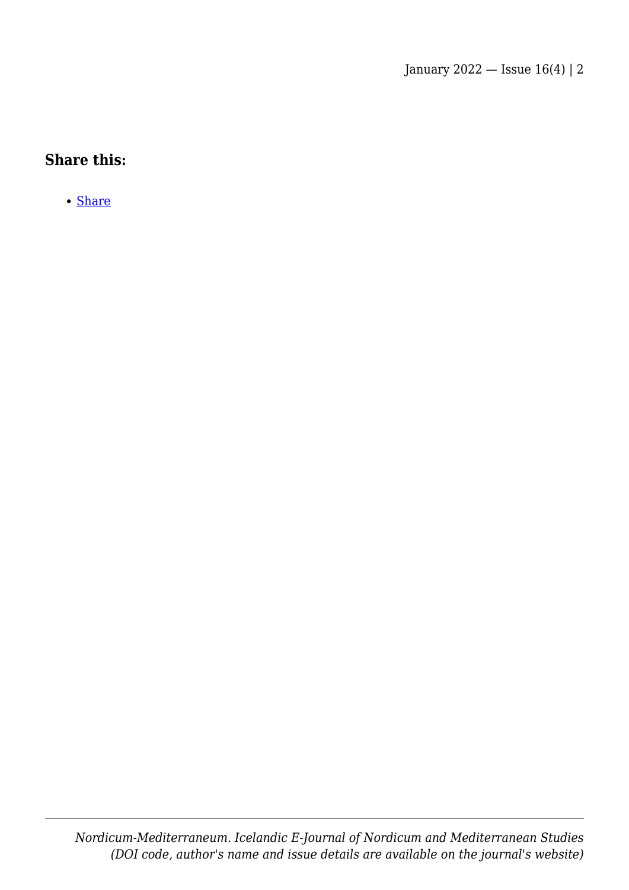## Share this:

- [Share]